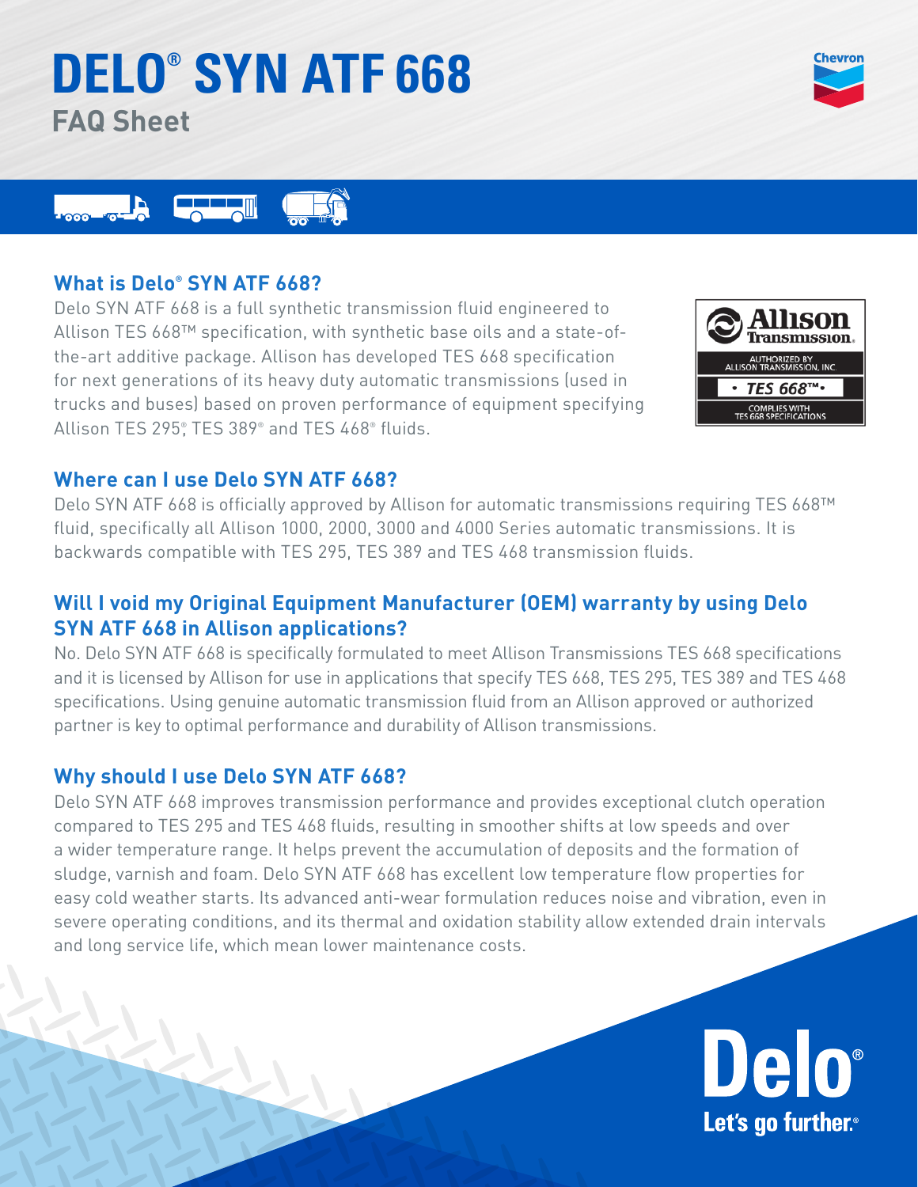# DELO® SYN ATF 668

## FAQ Sheet

### What is Delo® SYN ATF 668?

Delo SYN ATF 668 is a full synthetic transmission fluid engineered to Allison TES 668™ specification, with synthetic base oils and a state-of-the-art additive package. Allison has developed TES 668 specification for next generations of its heavy duty automatic transmissions (used in trucks and buses) based on proven performance of equipment specifying Allison TES 295®, TES 389® and TES 468® fluids.

Allison Transmission
AUTHORIZED BY ALLISON TRANSMISSION, INC.
• TES 668™ •
COMPLIES WITH TES 668 SPECIFICATIONS

### Where can I use Delo SYN ATF 668?

Delo SYN ATF 668 is officially approved by Allison for automatic transmissions requiring TES 668™ fluid, specifically all Allison 1000, 2000, 3000 and 4000 Series automatic transmissions. It is backwards compatible with TES 295, TES 389 and TES 468 transmission fluids.

### Will I void my Original Equipment Manufacturer (OEM) warranty by using Delo SYN ATF 668 in Allison applications?

No. Delo SYN ATF 668 is specifically formulated to meet Allison Transmissions TES 668 specifications and it is licensed by Allison for use in applications that specify TES 668, TES 295, TES 389 and TES 468 specifications. Using genuine automatic transmission fluid from an Allison approved or authorized partner is key to optimal performance and durability of Allison transmissions.

### Why should I use Delo SYN ATF 668?

Delo SYN ATF 668 improves transmission performance and provides exceptional clutch operation compared to TES 295 and TES 468 fluids, resulting in smoother shifts at low speeds and over a wider temperature range. It helps prevent the accumulation of deposits and the formation of sludge, varnish and foam. Delo SYN ATF 668 has excellent low temperature flow properties for easy cold weather starts. Its advanced anti-wear formulation reduces noise and vibration, even in severe operating conditions, and its thermal and oxidation stability allow extended drain intervals and long service life, which mean lower maintenance costs.

Delo®
Let's go further.®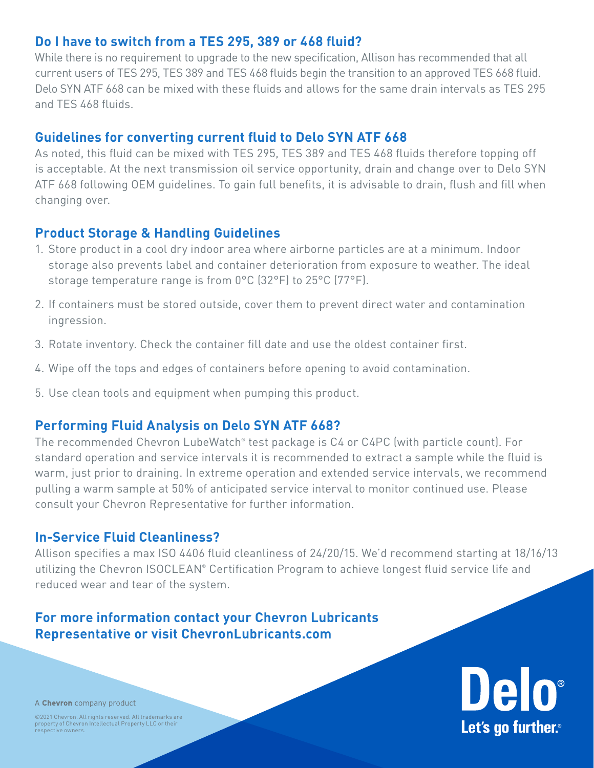## Do I have to switch from a TES 295, 389 or 468 fluid?

While there is no requirement to upgrade to the new specification, Allison has recommended that all current users of TES 295, TES 389 and TES 468 fluids begin the transition to an approved TES 668 fluid. Delo SYN ATF 668 can be mixed with these fluids and allows for the same drain intervals as TES 295 and TES 468 fluids.

## Guidelines for converting current fluid to Delo SYN ATF 668

As noted, this fluid can be mixed with TES 295, TES 389 and TES 468 fluids therefore topping off is acceptable. At the next transmission oil service opportunity, drain and change over to Delo SYN ATF 668 following OEM guidelines. To gain full benefits, it is advisable to drain, flush and fill when changing over.

## Product Storage & Handling Guidelines

1. Store product in a cool dry indoor area where airborne particles are at a minimum. Indoor storage also prevents label and container deterioration from exposure to weather. The ideal storage temperature range is from 0°C (32°F) to 25°C (77°F).
2. If containers must be stored outside, cover them to prevent direct water and contamination ingression.
3. Rotate inventory. Check the container fill date and use the oldest container first.
4. Wipe off the tops and edges of containers before opening to avoid contamination.
5. Use clean tools and equipment when pumping this product.

## Performing Fluid Analysis on Delo SYN ATF 668?

The recommended Chevron LubeWatch® test package is C4 or C4PC (with particle count). For standard operation and service intervals it is recommended to extract a sample while the fluid is warm, just prior to draining. In extreme operation and extended service intervals, we recommend pulling a warm sample at 50% of anticipated service interval to monitor continued use. Please consult your Chevron Representative for further information.

## In-Service Fluid Cleanliness?

Allison specifies a max ISO 4406 fluid cleanliness of 24/20/15. We'd recommend starting at 18/16/13 utilizing the Chevron ISOCLEAN® Certification Program to achieve longest fluid service life and reduced wear and tear of the system.

**For more information contact your Chevron Lubricants Representative or visit ChevronLubricants.com**

A **Chevron** company product

©2021 Chevron. All rights reserved. All trademarks are property of Chevron Intellectual Property LLC or their respective owners.

Delo®

Let's go further.®